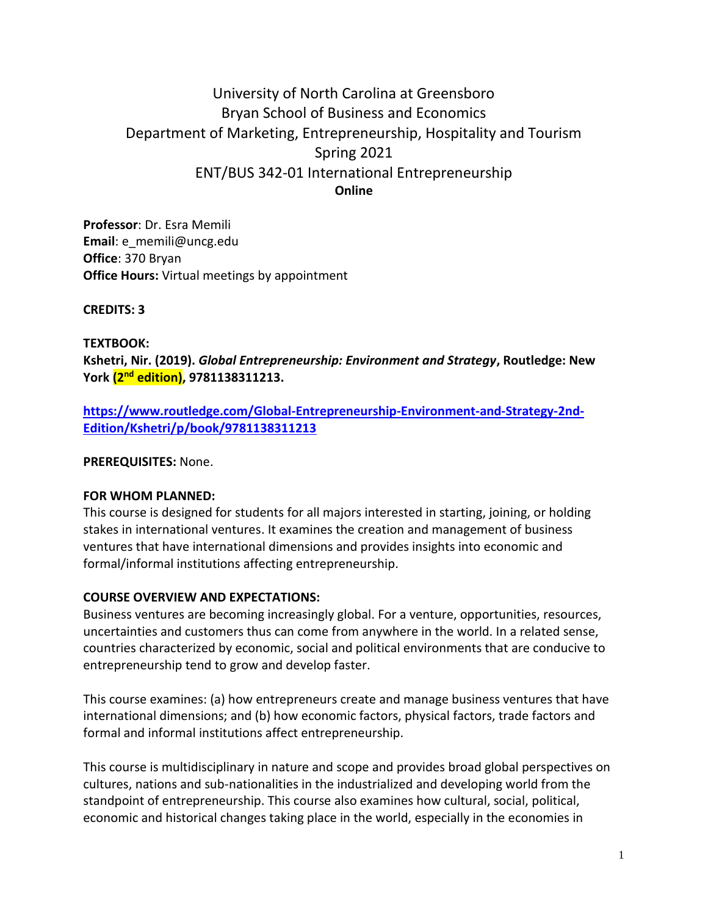# University of North Carolina at Greensboro
## Bryan School of Business and Economics
## Department of Marketing, Entrepreneurship, Hospitality and Tourism
## Spring 2021
## ENT/BUS 342-01 International Entrepreneurship
**Online**

**Professor**: Dr. Esra Memili
**Email**: e_memili@uncg.edu
**Office**: 370 Bryan
**Office Hours:** Virtual meetings by appointment

**CREDITS: 3**

**TEXTBOOK:**
**Kshetri, Nir. (2019). *Global Entrepreneurship: Environment and Strategy*, Routledge: New York (2nd edition), 9781138311213.**

**https://www.routledge.com/Global-Entrepreneurship-Environment-and-Strategy-2nd-Edition/Kshetri/p/book/9781138311213**

**PREREQUISITES:** None.

**FOR WHOM PLANNED:**
This course is designed for students for all majors interested in starting, joining, or holding stakes in international ventures. It examines the creation and management of business ventures that have international dimensions and provides insights into economic and formal/informal institutions affecting entrepreneurship.

**COURSE OVERVIEW AND EXPECTATIONS:**
Business ventures are becoming increasingly global. For a venture, opportunities, resources, uncertainties and customers thus can come from anywhere in the world. In a related sense, countries characterized by economic, social and political environments that are conducive to entrepreneurship tend to grow and develop faster.

This course examines: (a) how entrepreneurs create and manage business ventures that have international dimensions; and (b) how economic factors, physical factors, trade factors and formal and informal institutions affect entrepreneurship.

This course is multidisciplinary in nature and scope and provides broad global perspectives on cultures, nations and sub-nationalities in the industrialized and developing world from the standpoint of entrepreneurship. This course also examines how cultural, social, political, economic and historical changes taking place in the world, especially in the economies in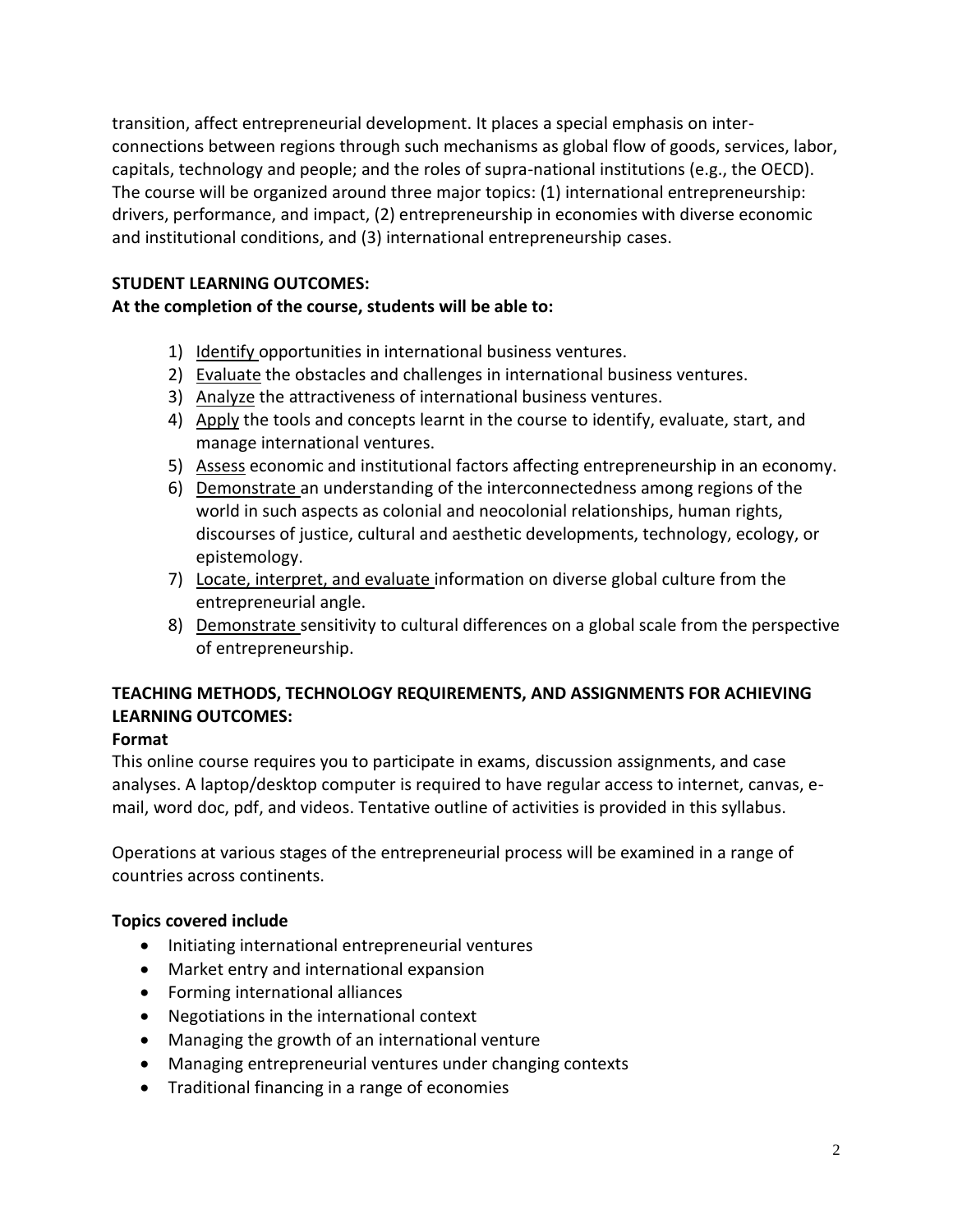transition, affect entrepreneurial development. It places a special emphasis on inter-connections between regions through such mechanisms as global flow of goods, services, labor, capitals, technology and people; and the roles of supra-national institutions (e.g., the OECD). The course will be organized around three major topics: (1) international entrepreneurship: drivers, performance, and impact, (2) entrepreneurship in economies with diverse economic and institutional conditions, and (3) international entrepreneurship cases.

**STUDENT LEARNING OUTCOMES:**
**At the completion of the course, students will be able to:**

1) Identify opportunities in international business ventures.
2) Evaluate the obstacles and challenges in international business ventures.
3) Analyze the attractiveness of international business ventures.
4) Apply the tools and concepts learnt in the course to identify, evaluate, start, and manage international ventures.
5) Assess economic and institutional factors affecting entrepreneurship in an economy.
6) Demonstrate an understanding of the interconnectedness among regions of the world in such aspects as colonial and neocolonial relationships, human rights, discourses of justice, cultural and aesthetic developments, technology, ecology, or epistemology.
7) Locate, interpret, and evaluate information on diverse global culture from the entrepreneurial angle.
8) Demonstrate sensitivity to cultural differences on a global scale from the perspective of entrepreneurship.

**TEACHING METHODS, TECHNOLOGY REQUIREMENTS, AND ASSIGNMENTS FOR ACHIEVING LEARNING OUTCOMES:**

**Format**

This online course requires you to participate in exams, discussion assignments, and case analyses. A laptop/desktop computer is required to have regular access to internet, canvas, e-mail, word doc, pdf, and videos. Tentative outline of activities is provided in this syllabus.

Operations at various stages of the entrepreneurial process will be examined in a range of countries across continents.

**Topics covered include**

- Initiating international entrepreneurial ventures
- Market entry and international expansion
- Forming international alliances
- Negotiations in the international context
- Managing the growth of an international venture
- Managing entrepreneurial ventures under changing contexts
- Traditional financing in a range of economies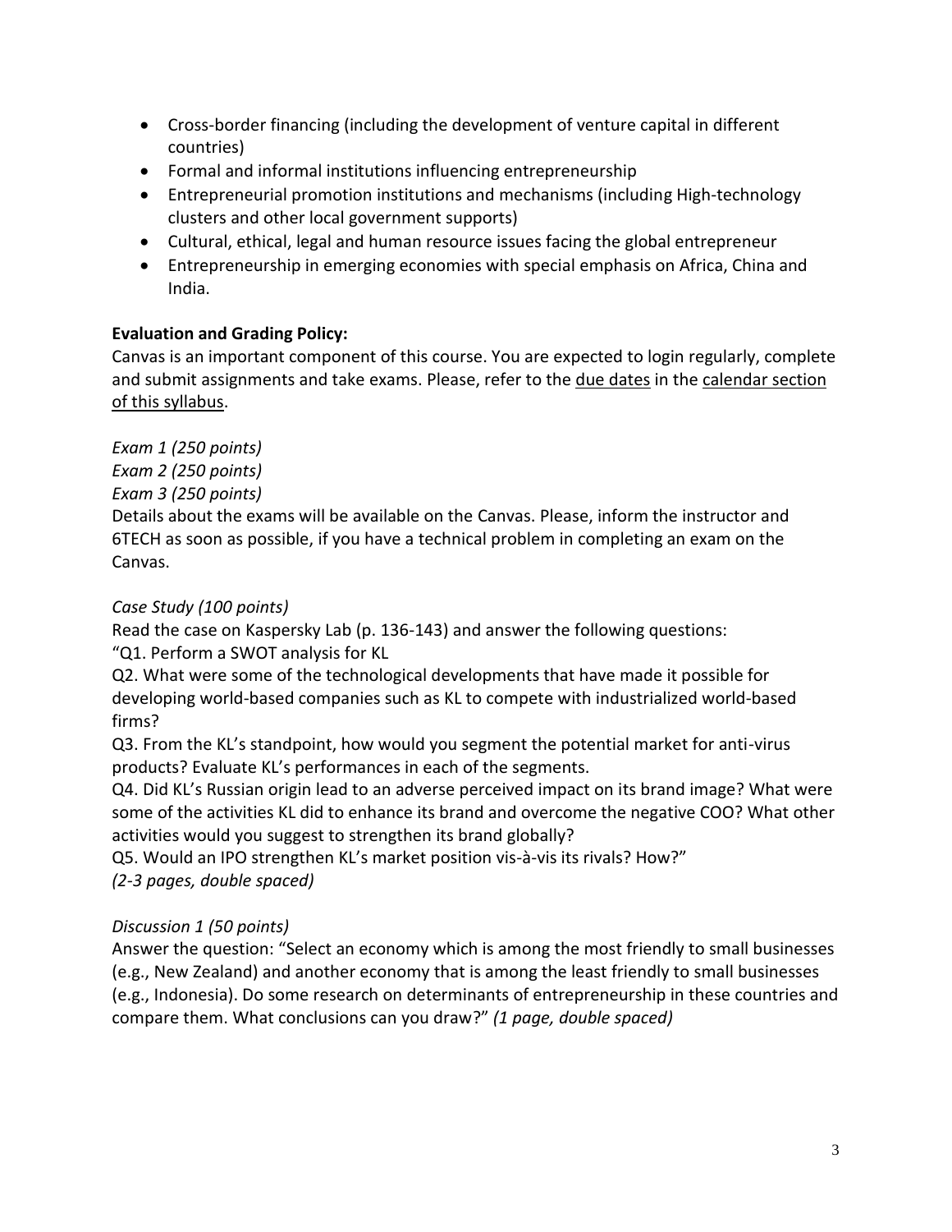- Cross-border financing (including the development of venture capital in different countries)
- Formal and informal institutions influencing entrepreneurship
- Entrepreneurial promotion institutions and mechanisms (including High-technology clusters and other local government supports)
- Cultural, ethical, legal and human resource issues facing the global entrepreneur
- Entrepreneurship in emerging economies with special emphasis on Africa, China and India.

**Evaluation and Grading Policy:**

Canvas is an important component of this course. You are expected to login regularly, complete and submit assignments and take exams. Please, refer to the due dates in the calendar section of this syllabus.

*Exam 1 (250 points)*
*Exam 2 (250 points)*
*Exam 3 (250 points)*

Details about the exams will be available on the Canvas. Please, inform the instructor and 6TECH as soon as possible, if you have a technical problem in completing an exam on the Canvas.

*Case Study (100 points)*

Read the case on Kaspersky Lab (p. 136-143) and answer the following questions:
"Q1. Perform a SWOT analysis for KL
Q2. What were some of the technological developments that have made it possible for developing world-based companies such as KL to compete with industrialized world-based firms?
Q3. From the KL's standpoint, how would you segment the potential market for anti-virus products? Evaluate KL's performances in each of the segments.
Q4. Did KL's Russian origin lead to an adverse perceived impact on its brand image? What were some of the activities KL did to enhance its brand and overcome the negative COO? What other activities would you suggest to strengthen its brand globally?
Q5. Would an IPO strengthen KL's market position vis-à-vis its rivals? How?"
*(2-3 pages, double spaced)*

*Discussion 1 (50 points)*

Answer the question: "Select an economy which is among the most friendly to small businesses (e.g., New Zealand) and another economy that is among the least friendly to small businesses (e.g., Indonesia). Do some research on determinants of entrepreneurship in these countries and compare them. What conclusions can you draw?" *(1 page, double spaced)*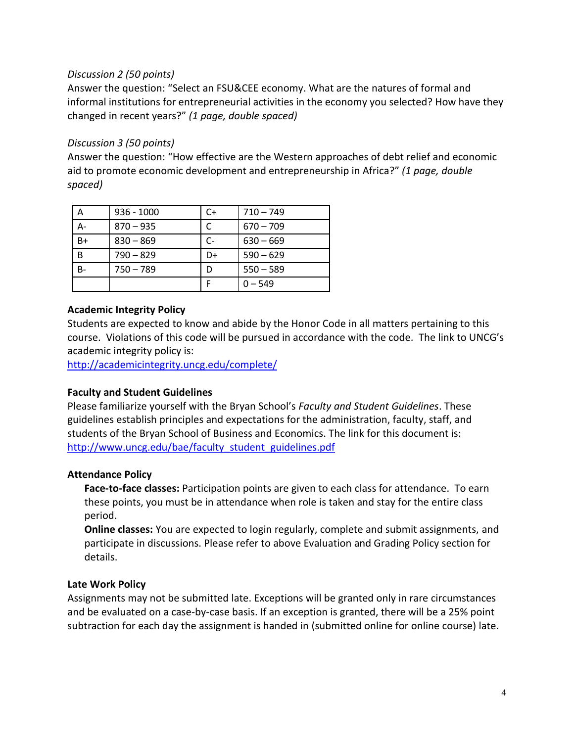*Discussion 2 (50 points)*

Answer the question: "Select an FSU&CEE economy. What are the natures of formal and informal institutions for entrepreneurial activities in the economy you selected? How have they changed in recent years?" *(1 page, double spaced)*

*Discussion 3 (50 points)*

Answer the question: "How effective are the Western approaches of debt relief and economic aid to promote economic development and entrepreneurship in Africa?" *(1 page, double spaced)*

| A | 936 - 1000 | C+ | 710 – 749 |
|---|---|---|---|
| A- | 870 – 935 | C | 670 – 709 |
| B+ | 830 – 869 | C- | 630 – 669 |
| B | 790 – 829 | D+ | 590 – 629 |
| B- | 750 – 789 | D | 550 – 589 |
| | | F | 0 – 549 |

**Academic Integrity Policy**

Students are expected to know and abide by the Honor Code in all matters pertaining to this course. Violations of this code will be pursued in accordance with the code. The link to UNCG's academic integrity policy is:
http://academicintegrity.uncg.edu/complete/

**Faculty and Student Guidelines**

Please familiarize yourself with the Bryan School's *Faculty and Student Guidelines*. These guidelines establish principles and expectations for the administration, faculty, staff, and students of the Bryan School of Business and Economics. The link for this document is:
http://www.uncg.edu/bae/faculty_student_guidelines.pdf

**Attendance Policy**

**Face-to-face classes:** Participation points are given to each class for attendance. To earn these points, you must be in attendance when role is taken and stay for the entire class period.

**Online classes:** You are expected to login regularly, complete and submit assignments, and participate in discussions. Please refer to above Evaluation and Grading Policy section for details.

**Late Work Policy**

Assignments may not be submitted late. Exceptions will be granted only in rare circumstances and be evaluated on a case-by-case basis. If an exception is granted, there will be a 25% point subtraction for each day the assignment is handed in (submitted online for online course) late.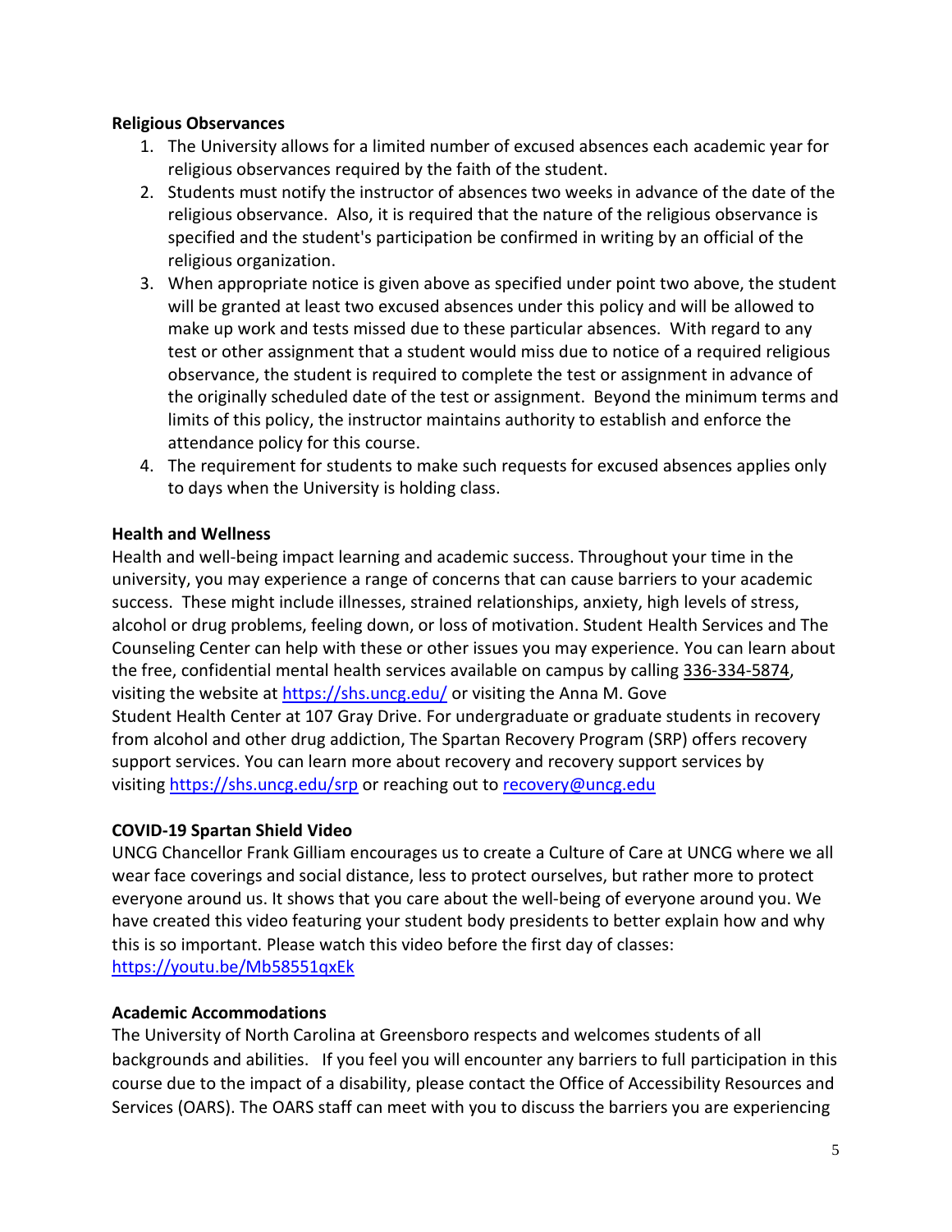**Religious Observances**

1. The University allows for a limited number of excused absences each academic year for religious observances required by the faith of the student.
2. Students must notify the instructor of absences two weeks in advance of the date of the religious observance. Also, it is required that the nature of the religious observance is specified and the student's participation be confirmed in writing by an official of the religious organization.
3. When appropriate notice is given above as specified under point two above, the student will be granted at least two excused absences under this policy and will be allowed to make up work and tests missed due to these particular absences. With regard to any test or other assignment that a student would miss due to notice of a required religious observance, the student is required to complete the test or assignment in advance of the originally scheduled date of the test or assignment. Beyond the minimum terms and limits of this policy, the instructor maintains authority to establish and enforce the attendance policy for this course.
4. The requirement for students to make such requests for excused absences applies only to days when the University is holding class.

**Health and Wellness**

Health and well-being impact learning and academic success. Throughout your time in the university, you may experience a range of concerns that can cause barriers to your academic success. These might include illnesses, strained relationships, anxiety, high levels of stress, alcohol or drug problems, feeling down, or loss of motivation. Student Health Services and The Counseling Center can help with these or other issues you may experience. You can learn about the free, confidential mental health services available on campus by calling 336-334-5874, visiting the website at https://shs.uncg.edu/ or visiting the Anna M. Gove Student Health Center at 107 Gray Drive. For undergraduate or graduate students in recovery from alcohol and other drug addiction, The Spartan Recovery Program (SRP) offers recovery support services. You can learn more about recovery and recovery support services by visiting https://shs.uncg.edu/srp or reaching out to recovery@uncg.edu

**COVID-19 Spartan Shield Video**

UNCG Chancellor Frank Gilliam encourages us to create a Culture of Care at UNCG where we all wear face coverings and social distance, less to protect ourselves, but rather more to protect everyone around us. It shows that you care about the well-being of everyone around you. We have created this video featuring your student body presidents to better explain how and why this is so important. Please watch this video before the first day of classes: https://youtu.be/Mb58551qxEk

**Academic Accommodations**

The University of North Carolina at Greensboro respects and welcomes students of all backgrounds and abilities. If you feel you will encounter any barriers to full participation in this course due to the impact of a disability, please contact the Office of Accessibility Resources and Services (OARS). The OARS staff can meet with you to discuss the barriers you are experiencing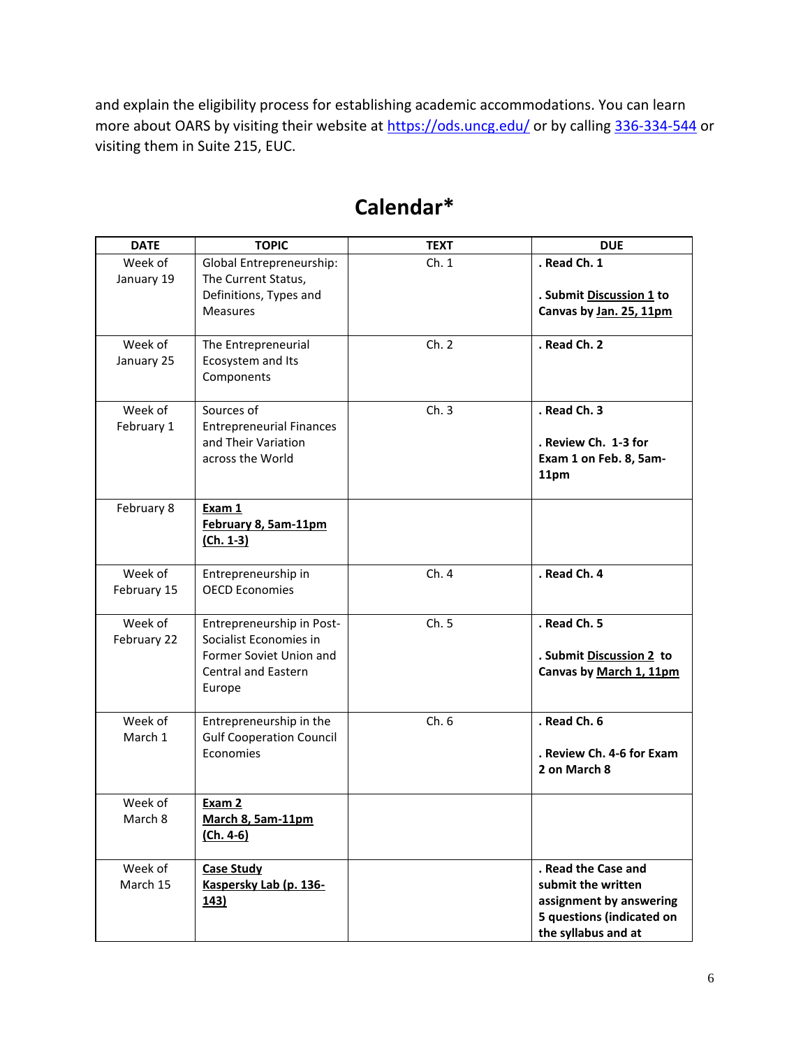and explain the eligibility process for establishing academic accommodations. You can learn more about OARS by visiting their website at https://ods.uncg.edu/ or by calling 336-334-544 or visiting them in Suite 215, EUC.

# Calendar*

| DATE | TOPIC | TEXT | DUE |
|---|---|---|---|
| Week of January 19 | Global Entrepreneurship: The Current Status, Definitions, Types and Measures | Ch. 1 | **. Read Ch. 1**<br><br>**. Submit Discussion 1 to Canvas by Jan. 25, 11pm** |
| Week of January 25 | The Entrepreneurial Ecosystem and Its Components | Ch. 2 | **. Read Ch. 2** |
| Week of February 1 | Sources of Entrepreneurial Finances and Their Variation across the World | Ch. 3 | **. Read Ch. 3**<br><br>**. Review Ch. 1-3 for Exam 1 on Feb. 8, 5am-11pm** |
| February 8 | **Exam 1 February 8, 5am-11pm (Ch. 1-3)** | | |
| Week of February 15 | Entrepreneurship in OECD Economies | Ch. 4 | **. Read Ch. 4** |
| Week of February 22 | Entrepreneurship in Post-Socialist Economies in Former Soviet Union and Central and Eastern Europe | Ch. 5 | **. Read Ch. 5**<br><br>**. Submit Discussion 2 to Canvas by March 1, 11pm** |
| Week of March 1 | Entrepreneurship in the Gulf Cooperation Council Economies | Ch. 6 | **. Read Ch. 6**<br><br>**. Review Ch. 4-6 for Exam 2 on March 8** |
| Week of March 8 | **Exam 2 March 8, 5am-11pm (Ch. 4-6)** | | |
| Week of March 15 | **Case Study Kaspersky Lab (p. 136-143)** | | **. Read the Case and submit the written assignment by answering 5 questions (indicated on the syllabus and at** |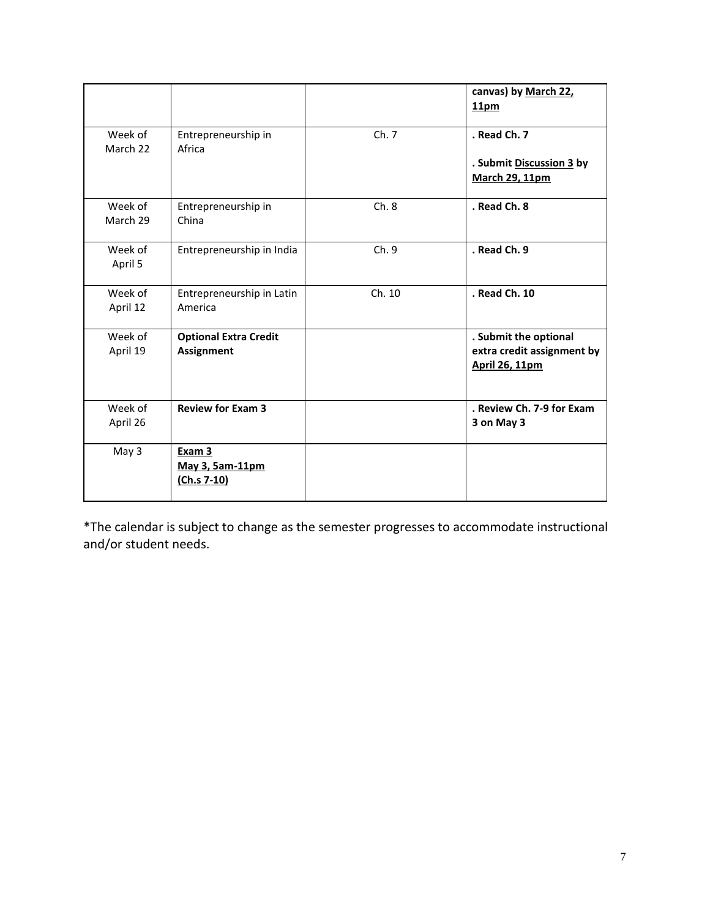| | | | |
|---|---|---|---|
| | | | **canvas) by March 22, 11pm** |
| Week of March 22 | Entrepreneurship in Africa | Ch. 7 | **. Read Ch. 7**<br><br>**. Submit Discussion 3 by March 29, 11pm** |
| Week of March 29 | Entrepreneurship in China | Ch. 8 | **. Read Ch. 8** |
| Week of April 5 | Entrepreneurship in India | Ch. 9 | **. Read Ch. 9** |
| Week of April 12 | Entrepreneurship in Latin America | Ch. 10 | **. Read Ch. 10** |
| Week of April 19 | **Optional Extra Credit Assignment** | | **. Submit the optional extra credit assignment by April 26, 11pm** |
| Week of April 26 | **Review for Exam 3** | | **. Review Ch. 7-9 for Exam 3 on May 3** |
| May 3 | **Exam 3**<br>**May 3, 5am-11pm**<br>**(Ch.s 7-10)** | | |

*The calendar is subject to change as the semester progresses to accommodate instructional and/or student needs.